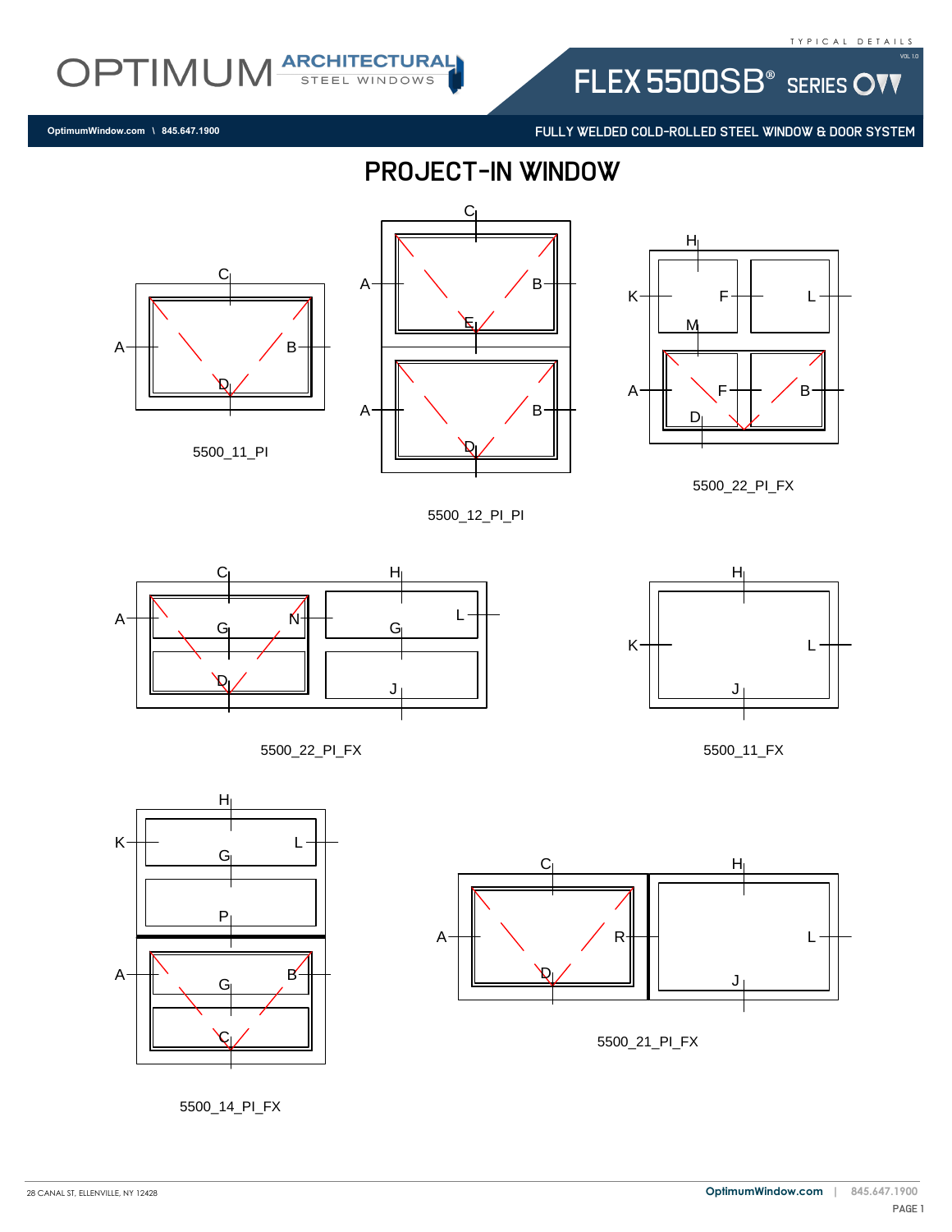OPTIMUM ARCHITECTURAL STEEL WINDOWS

TYPICAL DETAILS

FLEX 5500SB® SERIES

OptimumWindow.com \ 845.647.1900

FULLY WELDED COLD-ROLLED STEEL WINDOW & DOOR SYSTEM

# PROJECT-IN WINDOW

5500_11_PI

5500_12_PI_PI

5500_22_PI_FX

5500_22_PI_FX

5500_11_FX

5500_14_PI_FX

5500_21_PI_FX

28 CANAL ST, ELLENVILLE, NY 12428

OptimumWindow.com | 845.647.1900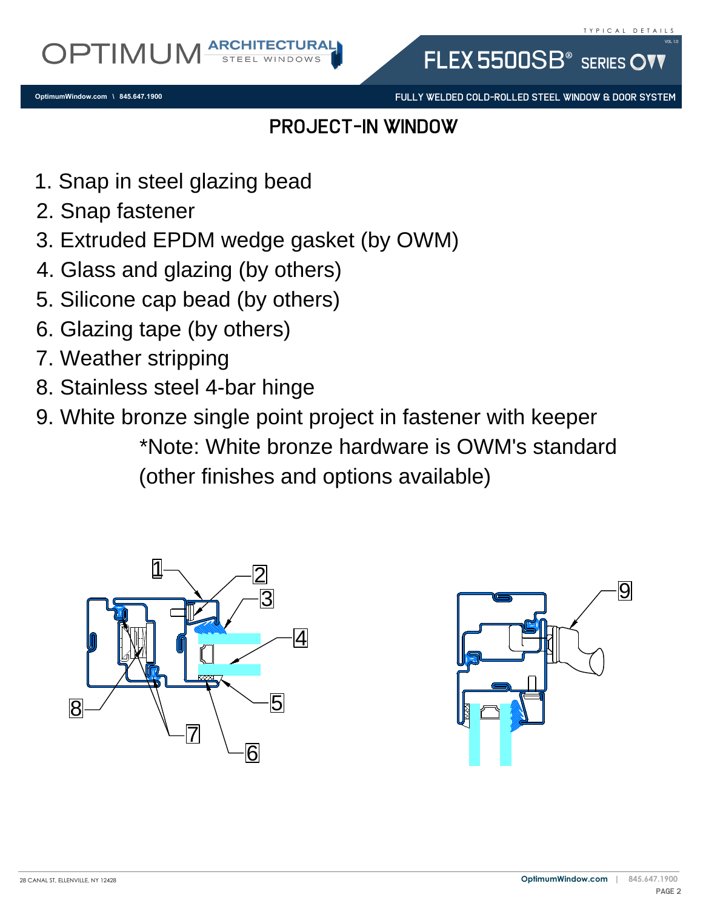# PROJECT-IN WINDOW

1. Snap in steel glazing bead
2. Snap fastener
3. Extruded EPDM wedge gasket (by OWM)
4. Glass and glazing (by others)
5. Silicone cap bead (by others)
6. Glazing tape (by others)
7. Weather stripping
8. Stainless steel 4-bar hinge
9. White bronze single point project in fastener with keeper

   *Note: White bronze hardware is OWM's standard (other finishes and options available)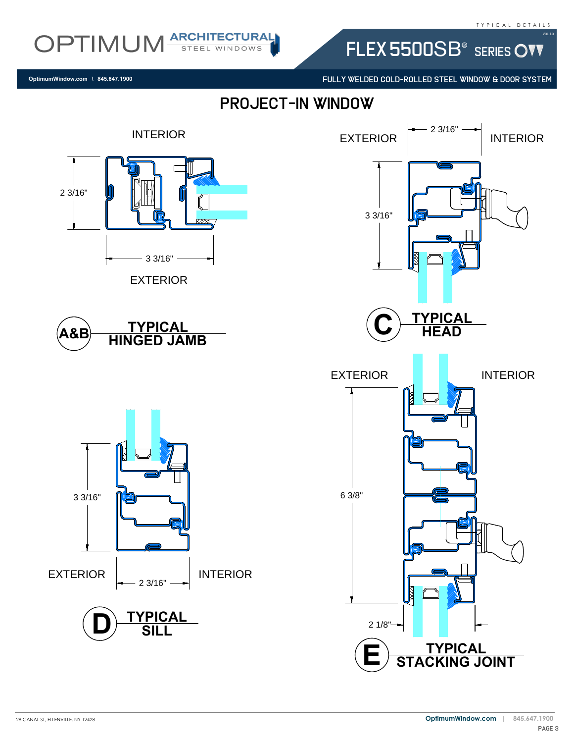# PROJECT-IN WINDOW

INTERIOR

2 3/16"

3 3/16"

EXTERIOR

**A&B TYPICAL HINGED JAMB**

EXTERIOR

2 3/16"

INTERIOR

3 3/16"

**C TYPICAL HEAD**

EXTERIOR

INTERIOR

6 3/8"

2 1/8"

**E TYPICAL STACKING JOINT**

3 3/16"

EXTERIOR

2 3/16"

INTERIOR

**D TYPICAL SILL**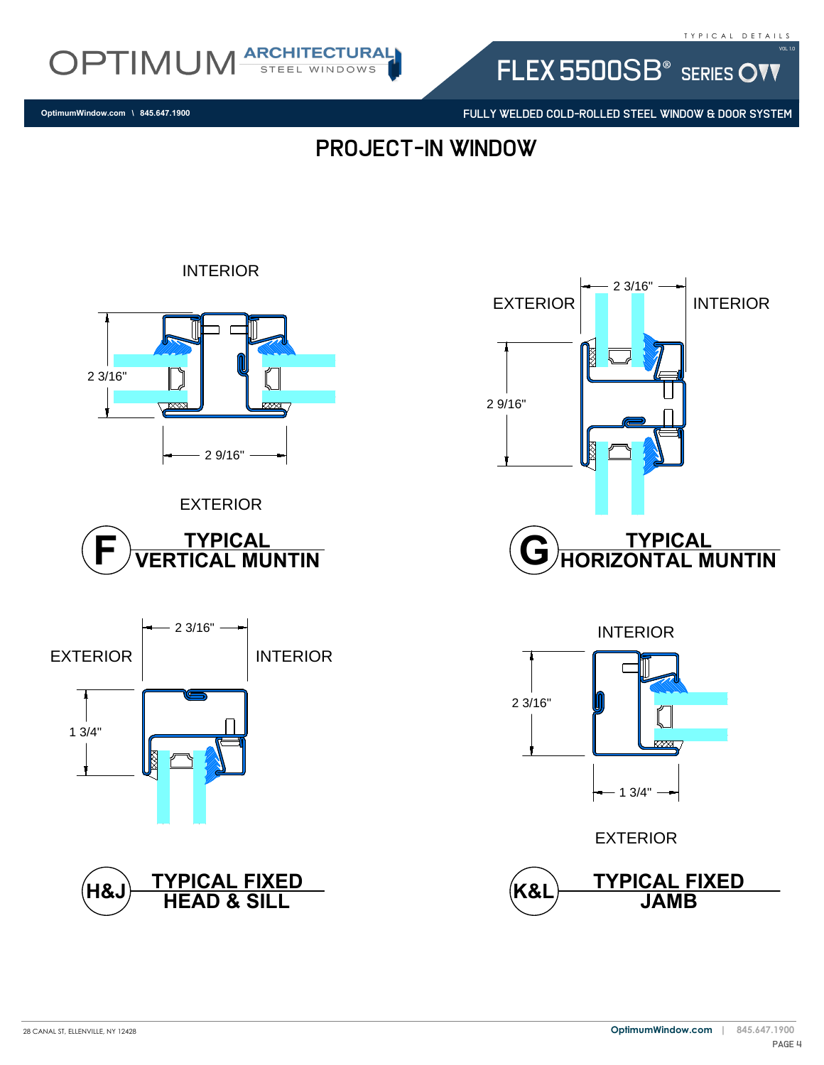# PROJECT-IN WINDOW

INTERIOR

2 3/16"

2 9/16"

EXTERIOR

**F** **TYPICAL VERTICAL MUNTIN**

2 3/16"

EXTERIOR

INTERIOR

2 9/16"

**G** **TYPICAL HORIZONTAL MUNTIN**

2 3/16"

EXTERIOR

INTERIOR

1 3/4"

**H&J** **TYPICAL FIXED HEAD & SILL**

INTERIOR

2 3/16"

1 3/4"

EXTERIOR

**K&L** **TYPICAL FIXED JAMB**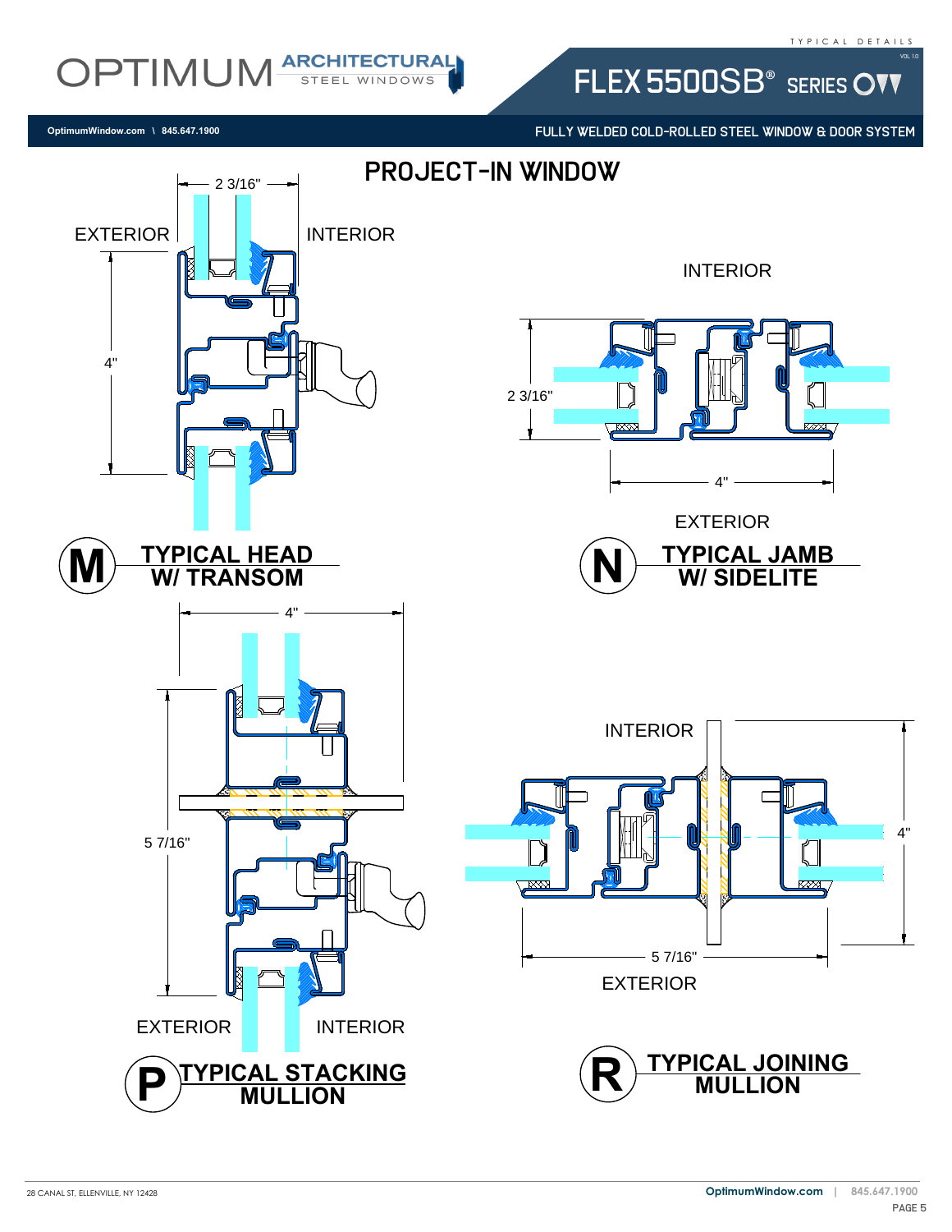# PROJECT-IN WINDOW

EXTERIOR

INTERIOR

2 3/16"

4"

## M TYPICAL HEAD W/ TRANSOM

INTERIOR

2 3/16"

4"

EXTERIOR

## N TYPICAL JAMB W/ SIDELITE

4"

5 7/16"

EXTERIOR

INTERIOR

## P TYPICAL STACKING MULLION

INTERIOR

4"

5 7/16"

EXTERIOR

## R TYPICAL JOINING MULLION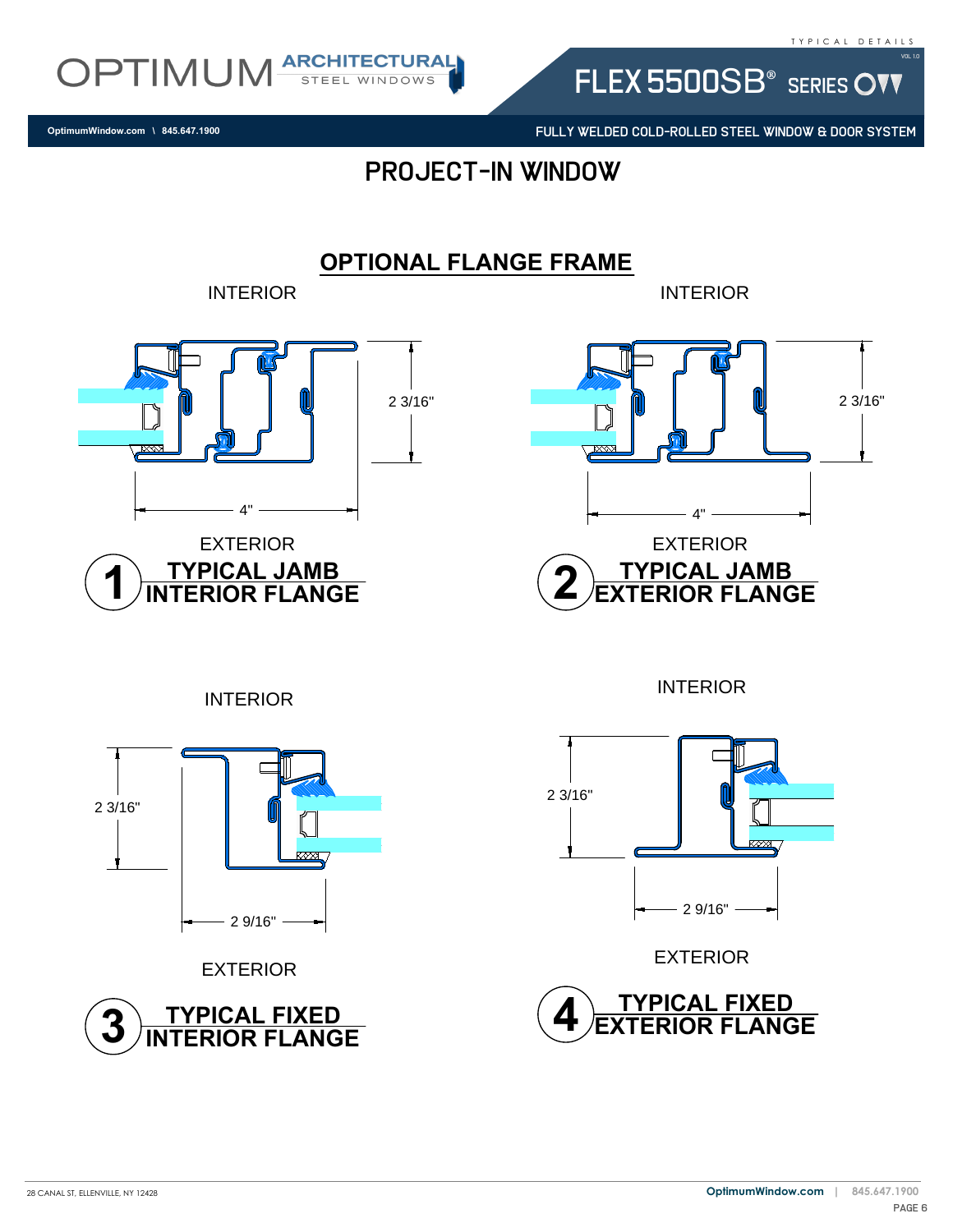# PROJECT-IN WINDOW

## OPTIONAL FLANGE FRAME

INTERIOR

2 3/16"

4"

EXTERIOR

**1 TYPICAL JAMB INTERIOR FLANGE**

INTERIOR

2 3/16"

4"

EXTERIOR

**2 TYPICAL JAMB EXTERIOR FLANGE**

INTERIOR

2 3/16"

2 9/16"

EXTERIOR

**3 TYPICAL FIXED INTERIOR FLANGE**

INTERIOR

2 3/16"

2 9/16"

EXTERIOR

**4 TYPICAL FIXED EXTERIOR FLANGE**